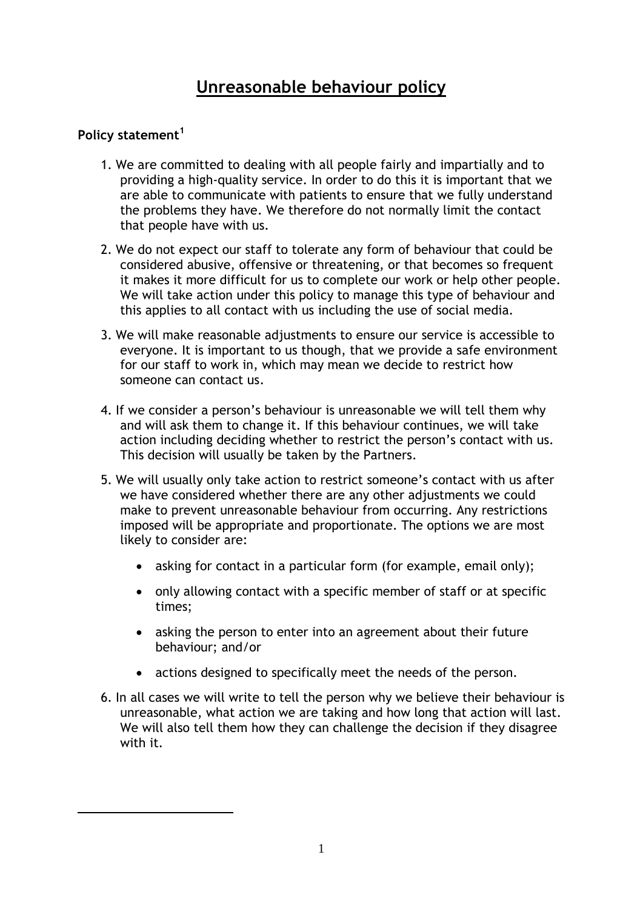# Unreasonable behaviour policy

**Policy statement**[1]

1. We are committed to dealing with all people fairly and impartially and to providing a high-quality service. In order to do this it is important that we are able to communicate with patients to ensure that we fully understand the problems they have. We therefore do not normally limit the contact that people have with us.

2. We do not expect our staff to tolerate any form of behaviour that could be considered abusive, offensive or threatening, or that becomes so frequent it makes it more difficult for us to complete our work or help other people. We will take action under this policy to manage this type of behaviour and this applies to all contact with us including the use of social media.

3. We will make reasonable adjustments to ensure our service is accessible to everyone. It is important to us though, that we provide a safe environment for our staff to work in, which may mean we decide to restrict how someone can contact us.

4. If we consider a person's behaviour is unreasonable we will tell them why and will ask them to change it. If this behaviour continues, we will take action including deciding whether to restrict the person's contact with us. This decision will usually be taken by the Partners.

5. We will usually only take action to restrict someone's contact with us after we have considered whether there are any other adjustments we could make to prevent unreasonable behaviour from occurring. Any restrictions imposed will be appropriate and proportionate. The options we are most likely to consider are:

   - asking for contact in a particular form (for example, email only);
   - only allowing contact with a specific member of staff or at specific times;
   - asking the person to enter into an agreement about their future behaviour; and/or
   - actions designed to specifically meet the needs of the person.

6. In all cases we will write to tell the person why we believe their behaviour is unreasonable, what action we are taking and how long that action will last. We will also tell them how they can challenge the decision if they disagree with it.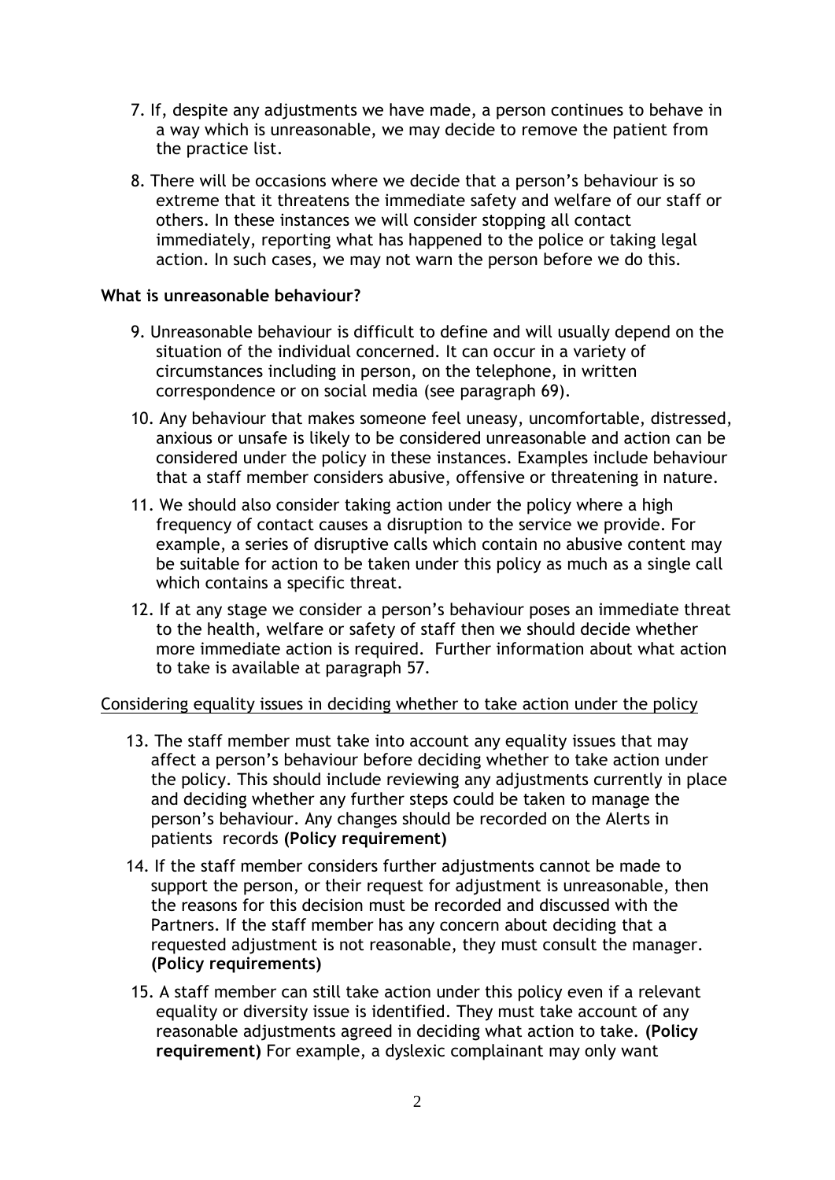7. If, despite any adjustments we have made, a person continues to behave in a way which is unreasonable, we may decide to remove the patient from the practice list.

8. There will be occasions where we decide that a person's behaviour is so extreme that it threatens the immediate safety and welfare of our staff or others. In these instances we will consider stopping all contact immediately, reporting what has happened to the police or taking legal action. In such cases, we may not warn the person before we do this.

**What is unreasonable behaviour?**

9. Unreasonable behaviour is difficult to define and will usually depend on the situation of the individual concerned. It can occur in a variety of circumstances including in person, on the telephone, in written correspondence or on social media (see paragraph 69).

10. Any behaviour that makes someone feel uneasy, uncomfortable, distressed, anxious or unsafe is likely to be considered unreasonable and action can be considered under the policy in these instances. Examples include behaviour that a staff member considers abusive, offensive or threatening in nature.

11. We should also consider taking action under the policy where a high frequency of contact causes a disruption to the service we provide. For example, a series of disruptive calls which contain no abusive content may be suitable for action to be taken under this policy as much as a single call which contains a specific threat.

12. If at any stage we consider a person's behaviour poses an immediate threat to the health, welfare or safety of staff then we should decide whether more immediate action is required. Further information about what action to take is available at paragraph 57.

<u>Considering equality issues in deciding whether to take action under the policy</u>

13. The staff member must take into account any equality issues that may affect a person's behaviour before deciding whether to take action under the policy. This should include reviewing any adjustments currently in place and deciding whether any further steps could be taken to manage the person's behaviour. Any changes should be recorded on the Alerts in patients records **(Policy requirement)**

14. If the staff member considers further adjustments cannot be made to support the person, or their request for adjustment is unreasonable, then the reasons for this decision must be recorded and discussed with the Partners. If the staff member has any concern about deciding that a requested adjustment is not reasonable, they must consult the manager. **(Policy requirements)**

15. A staff member can still take action under this policy even if a relevant equality or diversity issue is identified. They must take account of any reasonable adjustments agreed in deciding what action to take. **(Policy requirement)** For example, a dyslexic complainant may only want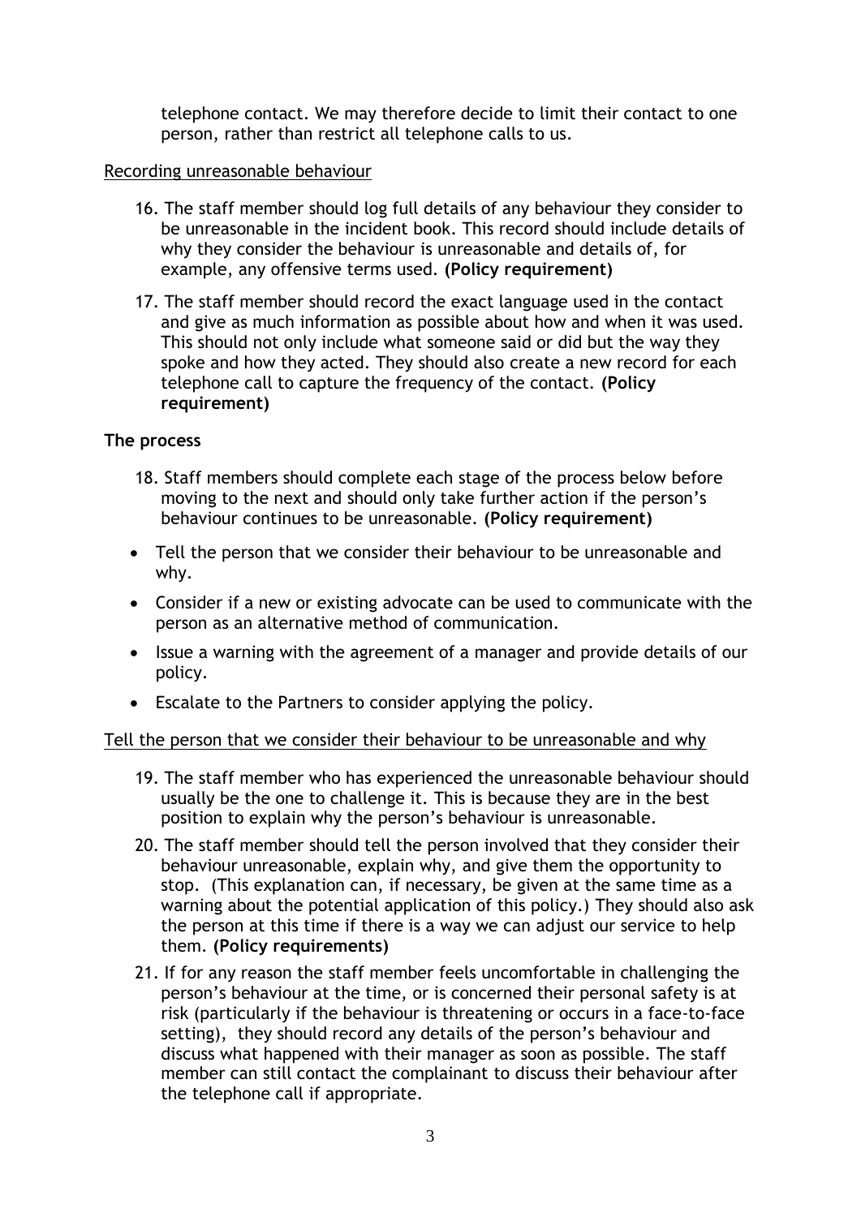telephone contact. We may therefore decide to limit their contact to one person, rather than restrict all telephone calls to us.

Recording unreasonable behaviour

16. The staff member should log full details of any behaviour they consider to be unreasonable in the incident book. This record should include details of why they consider the behaviour is unreasonable and details of, for example, any offensive terms used. **(Policy requirement)**

17. The staff member should record the exact language used in the contact and give as much information as possible about how and when it was used. This should not only include what someone said or did but the way they spoke and how they acted. They should also create a new record for each telephone call to capture the frequency of the contact. **(Policy requirement)**

**The process**

18. Staff members should complete each stage of the process below before moving to the next and should only take further action if the person's behaviour continues to be unreasonable. **(Policy requirement)**

- Tell the person that we consider their behaviour to be unreasonable and why.
- Consider if a new or existing advocate can be used to communicate with the person as an alternative method of communication.
- Issue a warning with the agreement of a manager and provide details of our policy.
- Escalate to the Partners to consider applying the policy.

Tell the person that we consider their behaviour to be unreasonable and why

19. The staff member who has experienced the unreasonable behaviour should usually be the one to challenge it. This is because they are in the best position to explain why the person's behaviour is unreasonable.

20. The staff member should tell the person involved that they consider their behaviour unreasonable, explain why, and give them the opportunity to stop. (This explanation can, if necessary, be given at the same time as a warning about the potential application of this policy.) They should also ask the person at this time if there is a way we can adjust our service to help them. **(Policy requirements)**

21. If for any reason the staff member feels uncomfortable in challenging the person's behaviour at the time, or is concerned their personal safety is at risk (particularly if the behaviour is threatening or occurs in a face-to-face setting), they should record any details of the person's behaviour and discuss what happened with their manager as soon as possible. The staff member can still contact the complainant to discuss their behaviour after the telephone call if appropriate.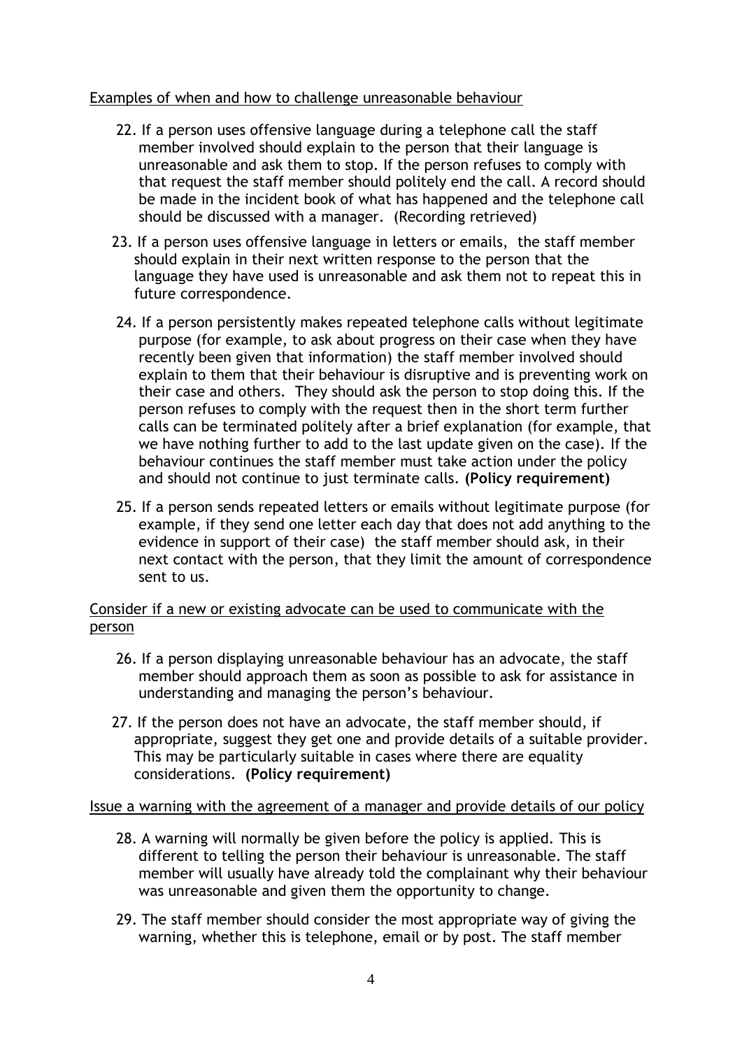Examples of when and how to challenge unreasonable behaviour

22. If a person uses offensive language during a telephone call the staff member involved should explain to the person that their language is unreasonable and ask them to stop. If the person refuses to comply with that request the staff member should politely end the call. A record should be made in the incident book of what has happened and the telephone call should be discussed with a manager. (Recording retrieved)

23. If a person uses offensive language in letters or emails, the staff member should explain in their next written response to the person that the language they have used is unreasonable and ask them not to repeat this in future correspondence.

24. If a person persistently makes repeated telephone calls without legitimate purpose (for example, to ask about progress on their case when they have recently been given that information) the staff member involved should explain to them that their behaviour is disruptive and is preventing work on their case and others. They should ask the person to stop doing this. If the person refuses to comply with the request then in the short term further calls can be terminated politely after a brief explanation (for example, that we have nothing further to add to the last update given on the case). If the behaviour continues the staff member must take action under the policy and should not continue to just terminate calls. **(Policy requirement)**

25. If a person sends repeated letters or emails without legitimate purpose (for example, if they send one letter each day that does not add anything to the evidence in support of their case) the staff member should ask, in their next contact with the person, that they limit the amount of correspondence sent to us.

Consider if a new or existing advocate can be used to communicate with the person

26. If a person displaying unreasonable behaviour has an advocate, the staff member should approach them as soon as possible to ask for assistance in understanding and managing the person's behaviour.

27. If the person does not have an advocate, the staff member should, if appropriate, suggest they get one and provide details of a suitable provider. This may be particularly suitable in cases where there are equality considerations. **(Policy requirement)**

Issue a warning with the agreement of a manager and provide details of our policy

28. A warning will normally be given before the policy is applied. This is different to telling the person their behaviour is unreasonable. The staff member will usually have already told the complainant why their behaviour was unreasonable and given them the opportunity to change.

29. The staff member should consider the most appropriate way of giving the warning, whether this is telephone, email or by post. The staff member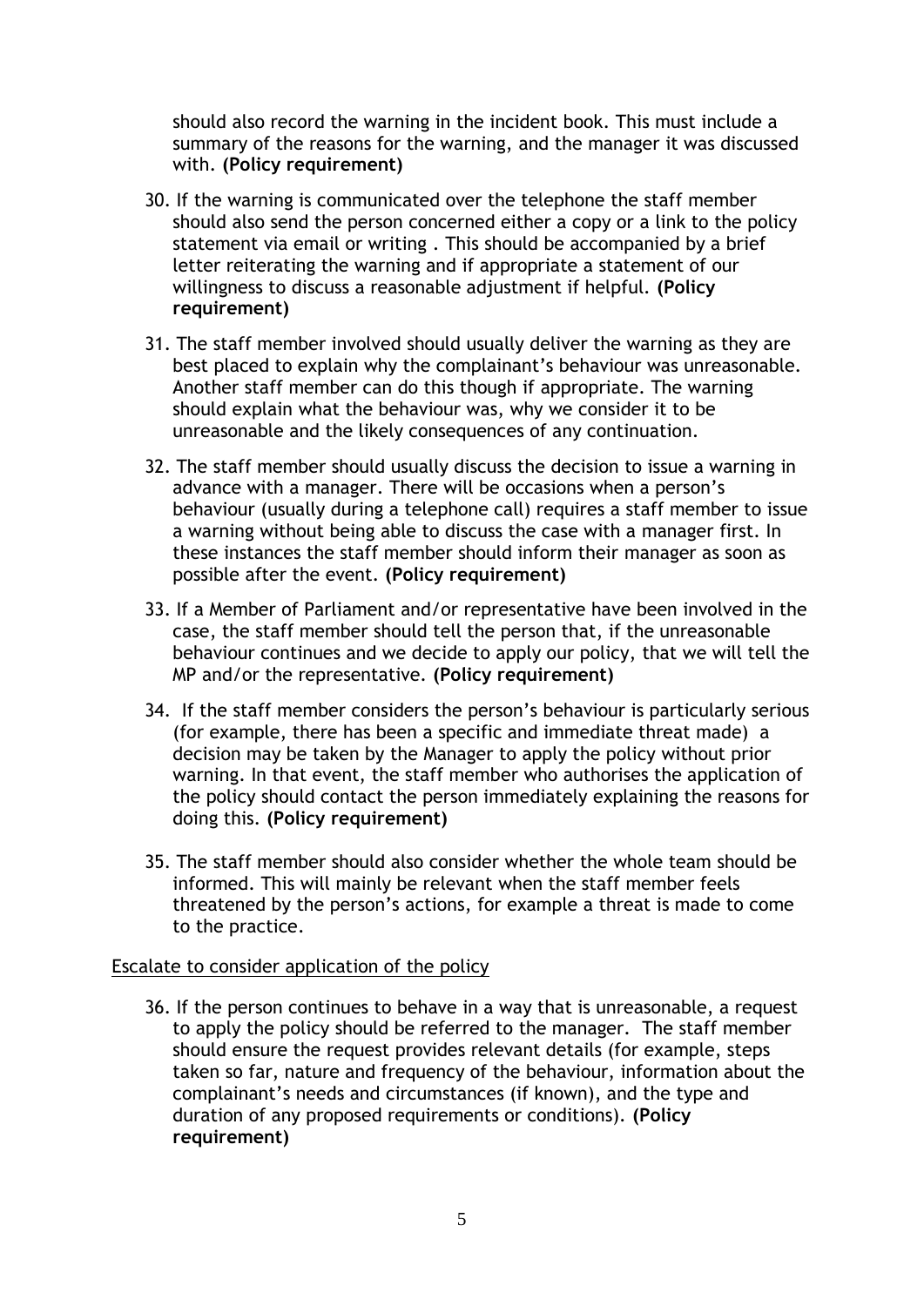should also record the warning in the incident book. This must include a summary of the reasons for the warning, and the manager it was discussed with. **(Policy requirement)**

30. If the warning is communicated over the telephone the staff member should also send the person concerned either a copy or a link to the policy statement via email or writing . This should be accompanied by a brief letter reiterating the warning and if appropriate a statement of our willingness to discuss a reasonable adjustment if helpful. **(Policy requirement)**

31. The staff member involved should usually deliver the warning as they are best placed to explain why the complainant's behaviour was unreasonable. Another staff member can do this though if appropriate. The warning should explain what the behaviour was, why we consider it to be unreasonable and the likely consequences of any continuation.

32. The staff member should usually discuss the decision to issue a warning in advance with a manager. There will be occasions when a person's behaviour (usually during a telephone call) requires a staff member to issue a warning without being able to discuss the case with a manager first. In these instances the staff member should inform their manager as soon as possible after the event. **(Policy requirement)**

33. If a Member of Parliament and/or representative have been involved in the case, the staff member should tell the person that, if the unreasonable behaviour continues and we decide to apply our policy, that we will tell the MP and/or the representative. **(Policy requirement)**

34. If the staff member considers the person's behaviour is particularly serious (for example, there has been a specific and immediate threat made) a decision may be taken by the Manager to apply the policy without prior warning. In that event, the staff member who authorises the application of the policy should contact the person immediately explaining the reasons for doing this. **(Policy requirement)**

35. The staff member should also consider whether the whole team should be informed. This will mainly be relevant when the staff member feels threatened by the person's actions, for example a threat is made to come to the practice.

Escalate to consider application of the policy

36. If the person continues to behave in a way that is unreasonable, a request to apply the policy should be referred to the manager. The staff member should ensure the request provides relevant details (for example, steps taken so far, nature and frequency of the behaviour, information about the complainant's needs and circumstances (if known), and the type and duration of any proposed requirements or conditions). **(Policy requirement)**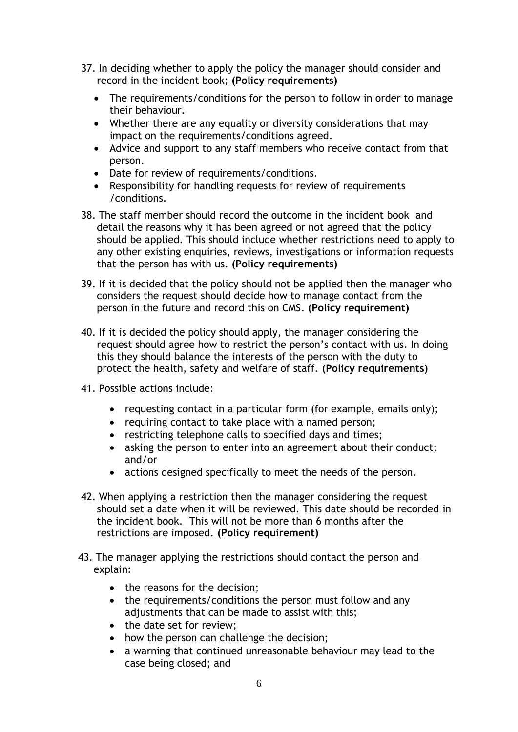37. In deciding whether to apply the policy the manager should consider and record in the incident book; **(Policy requirements)**

    - The requirements/conditions for the person to follow in order to manage their behaviour.
    - Whether there are any equality or diversity considerations that may impact on the requirements/conditions agreed.
    - Advice and support to any staff members who receive contact from that person.
    - Date for review of requirements/conditions.
    - Responsibility for handling requests for review of requirements /conditions.

38. The staff member should record the outcome in the incident book and detail the reasons why it has been agreed or not agreed that the policy should be applied. This should include whether restrictions need to apply to any other existing enquiries, reviews, investigations or information requests that the person has with us. **(Policy requirements)**

39. If it is decided that the policy should not be applied then the manager who considers the request should decide how to manage contact from the person in the future and record this on CMS. **(Policy requirement)**

40. If it is decided the policy should apply, the manager considering the request should agree how to restrict the person's contact with us. In doing this they should balance the interests of the person with the duty to protect the health, safety and welfare of staff. **(Policy requirements)**

41. Possible actions include:

    - requesting contact in a particular form (for example, emails only);
    - requiring contact to take place with a named person;
    - restricting telephone calls to specified days and times;
    - asking the person to enter into an agreement about their conduct; and/or
    - actions designed specifically to meet the needs of the person.

42. When applying a restriction then the manager considering the request should set a date when it will be reviewed. This date should be recorded in the incident book. This will not be more than 6 months after the restrictions are imposed. **(Policy requirement)**

43. The manager applying the restrictions should contact the person and explain:

    - the reasons for the decision;
    - the requirements/conditions the person must follow and any adjustments that can be made to assist with this;
    - the date set for review;
    - how the person can challenge the decision;
    - a warning that continued unreasonable behaviour may lead to the case being closed; and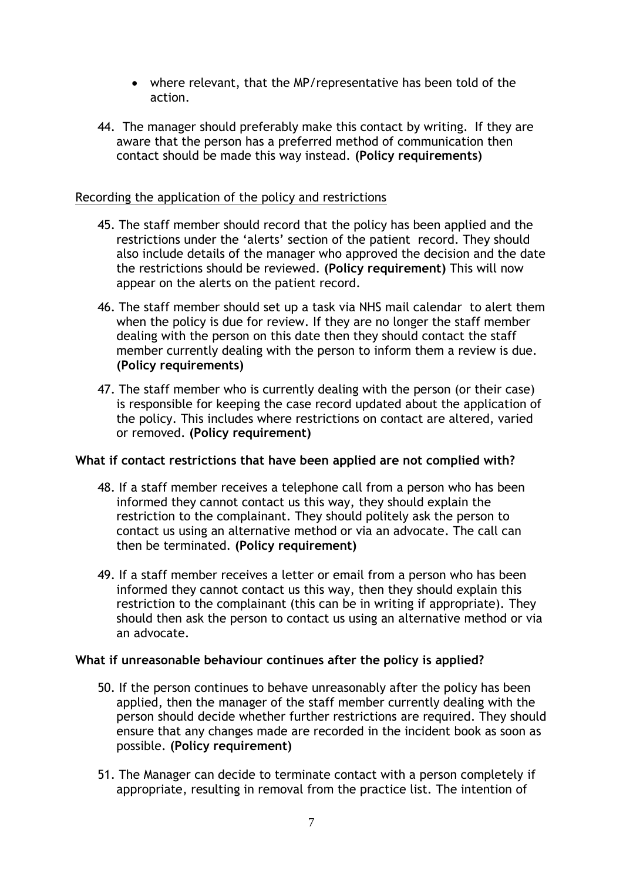- where relevant, that the MP/representative has been told of the action.

44. The manager should preferably make this contact by writing. If they are aware that the person has a preferred method of communication then contact should be made this way instead. **(Policy requirements)**

Recording the application of the policy and restrictions

45. The staff member should record that the policy has been applied and the restrictions under the 'alerts' section of the patient record. They should also include details of the manager who approved the decision and the date the restrictions should be reviewed. **(Policy requirement)** This will now appear on the alerts on the patient record.

46. The staff member should set up a task via NHS mail calendar to alert them when the policy is due for review. If they are no longer the staff member dealing with the person on this date then they should contact the staff member currently dealing with the person to inform them a review is due. **(Policy requirements)**

47. The staff member who is currently dealing with the person (or their case) is responsible for keeping the case record updated about the application of the policy. This includes where restrictions on contact are altered, varied or removed. **(Policy requirement)**

**What if contact restrictions that have been applied are not complied with?**

48. If a staff member receives a telephone call from a person who has been informed they cannot contact us this way, they should explain the restriction to the complainant. They should politely ask the person to contact us using an alternative method or via an advocate. The call can then be terminated. **(Policy requirement)**

49. If a staff member receives a letter or email from a person who has been informed they cannot contact us this way, then they should explain this restriction to the complainant (this can be in writing if appropriate). They should then ask the person to contact us using an alternative method or via an advocate.

**What if unreasonable behaviour continues after the policy is applied?**

50. If the person continues to behave unreasonably after the policy has been applied, then the manager of the staff member currently dealing with the person should decide whether further restrictions are required. They should ensure that any changes made are recorded in the incident book as soon as possible. **(Policy requirement)**

51. The Manager can decide to terminate contact with a person completely if appropriate, resulting in removal from the practice list. The intention of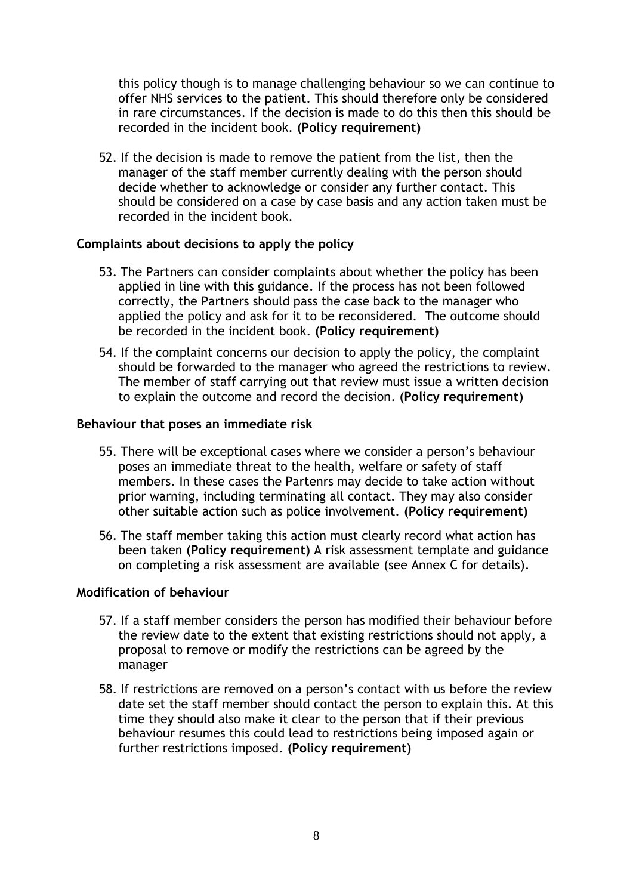this policy though is to manage challenging behaviour so we can continue to offer NHS services to the patient. This should therefore only be considered in rare circumstances. If the decision is made to do this then this should be recorded in the incident book. **(Policy requirement)**

52. If the decision is made to remove the patient from the list, then the manager of the staff member currently dealing with the person should decide whether to acknowledge or consider any further contact. This should be considered on a case by case basis and any action taken must be recorded in the incident book.

**Complaints about decisions to apply the policy**

53. The Partners can consider complaints about whether the policy has been applied in line with this guidance. If the process has not been followed correctly, the Partners should pass the case back to the manager who applied the policy and ask for it to be reconsidered. The outcome should be recorded in the incident book. **(Policy requirement)**

54. If the complaint concerns our decision to apply the policy, the complaint should be forwarded to the manager who agreed the restrictions to review. The member of staff carrying out that review must issue a written decision to explain the outcome and record the decision. **(Policy requirement)**

**Behaviour that poses an immediate risk**

55. There will be exceptional cases where we consider a person's behaviour poses an immediate threat to the health, welfare or safety of staff members. In these cases the Partenrs may decide to take action without prior warning, including terminating all contact. They may also consider other suitable action such as police involvement. **(Policy requirement)**

56. The staff member taking this action must clearly record what action has been taken **(Policy requirement)** A risk assessment template and guidance on completing a risk assessment are available (see Annex C for details).

**Modification of behaviour**

57. If a staff member considers the person has modified their behaviour before the review date to the extent that existing restrictions should not apply, a proposal to remove or modify the restrictions can be agreed by the manager

58. If restrictions are removed on a person's contact with us before the review date set the staff member should contact the person to explain this. At this time they should also make it clear to the person that if their previous behaviour resumes this could lead to restrictions being imposed again or further restrictions imposed. **(Policy requirement)**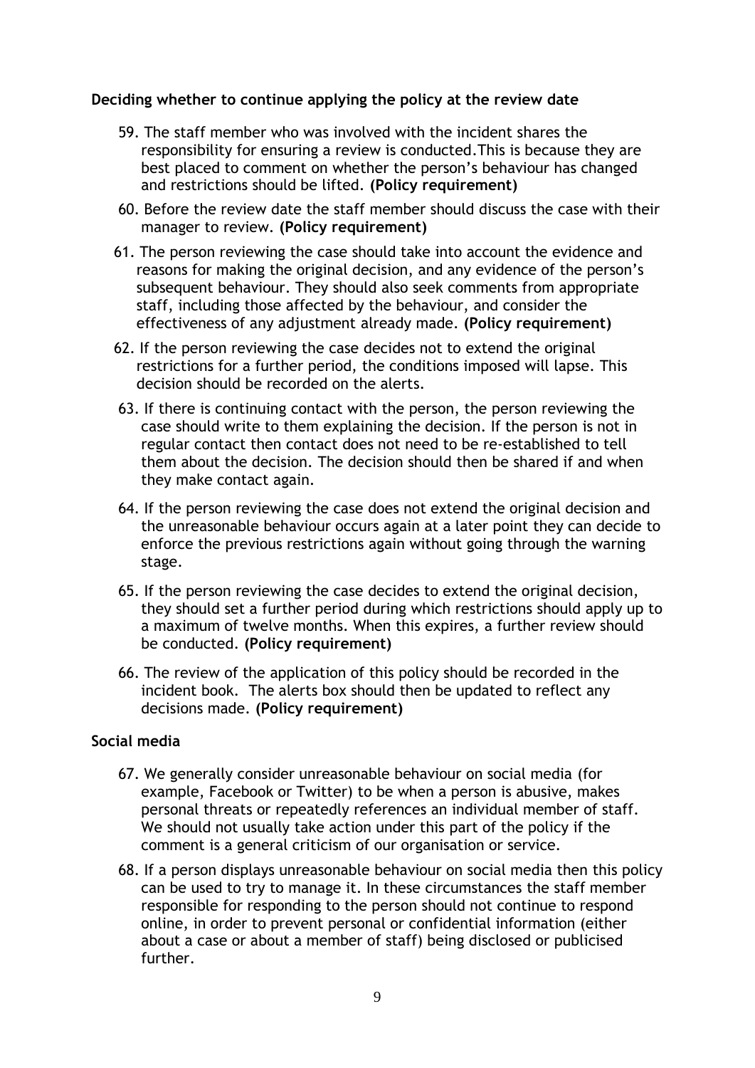**Deciding whether to continue applying the policy at the review date**

59. The staff member who was involved with the incident shares the responsibility for ensuring a review is conducted.This is because they are best placed to comment on whether the person's behaviour has changed and restrictions should be lifted. **(Policy requirement)**

60. Before the review date the staff member should discuss the case with their manager to review. **(Policy requirement)**

61. The person reviewing the case should take into account the evidence and reasons for making the original decision, and any evidence of the person's subsequent behaviour. They should also seek comments from appropriate staff, including those affected by the behaviour, and consider the effectiveness of any adjustment already made. **(Policy requirement)**

62. If the person reviewing the case decides not to extend the original restrictions for a further period, the conditions imposed will lapse. This decision should be recorded on the alerts.

63. If there is continuing contact with the person, the person reviewing the case should write to them explaining the decision. If the person is not in regular contact then contact does not need to be re-established to tell them about the decision. The decision should then be shared if and when they make contact again.

64. If the person reviewing the case does not extend the original decision and the unreasonable behaviour occurs again at a later point they can decide to enforce the previous restrictions again without going through the warning stage.

65. If the person reviewing the case decides to extend the original decision, they should set a further period during which restrictions should apply up to a maximum of twelve months. When this expires, a further review should be conducted. **(Policy requirement)**

66. The review of the application of this policy should be recorded in the incident book. The alerts box should then be updated to reflect any decisions made. **(Policy requirement)**

**Social media**

67. We generally consider unreasonable behaviour on social media (for example, Facebook or Twitter) to be when a person is abusive, makes personal threats or repeatedly references an individual member of staff. We should not usually take action under this part of the policy if the comment is a general criticism of our organisation or service.

68. If a person displays unreasonable behaviour on social media then this policy can be used to try to manage it. In these circumstances the staff member responsible for responding to the person should not continue to respond online, in order to prevent personal or confidential information (either about a case or about a member of staff) being disclosed or publicised further.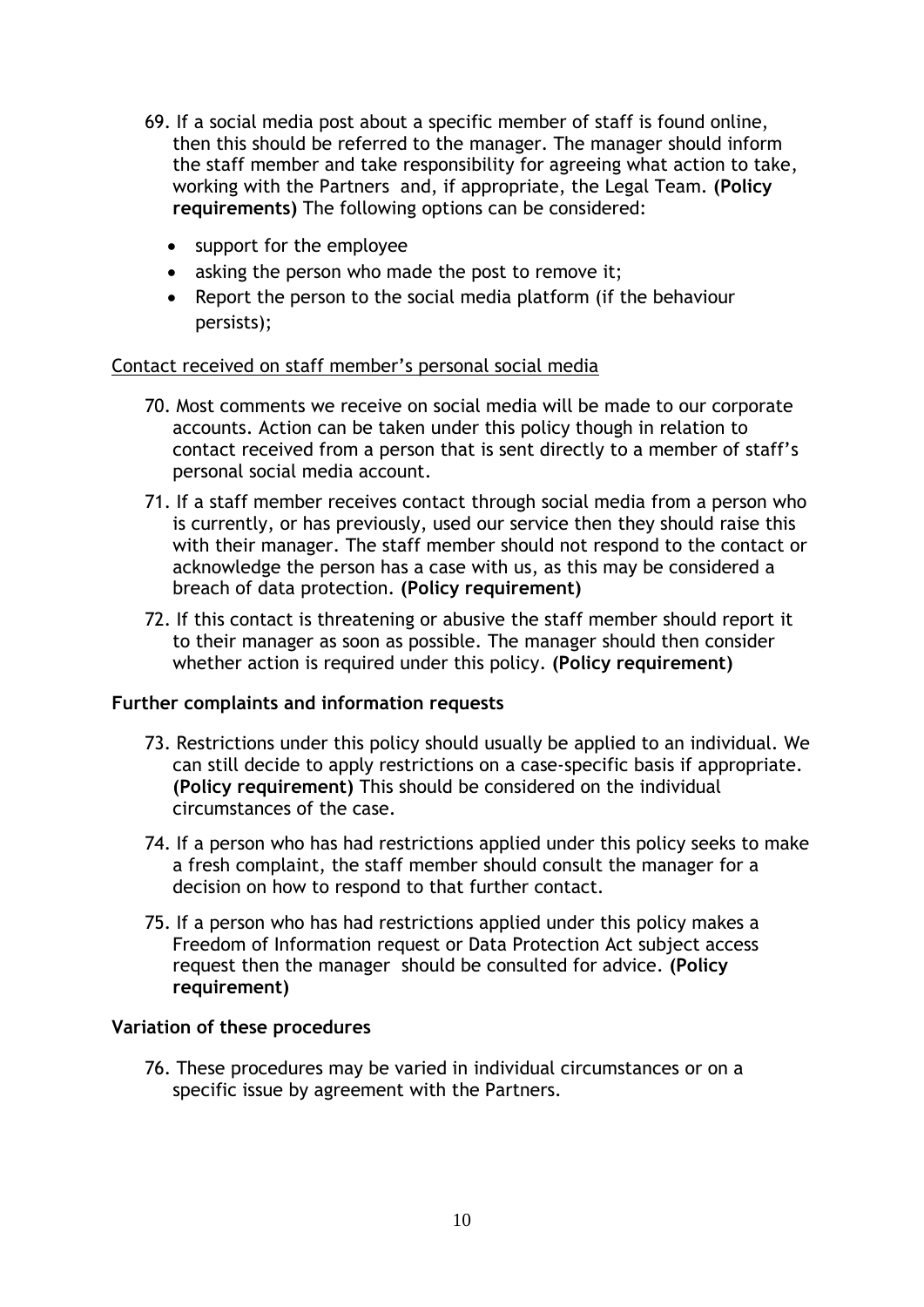69. If a social media post about a specific member of staff is found online, then this should be referred to the manager. The manager should inform the staff member and take responsibility for agreeing what action to take, working with the Partners and, if appropriate, the Legal Team. **(Policy requirements)** The following options can be considered:

    - support for the employee
    - asking the person who made the post to remove it;
    - Report the person to the social media platform (if the behaviour persists);

<u>Contact received on staff member's personal social media</u>

70. Most comments we receive on social media will be made to our corporate accounts. Action can be taken under this policy though in relation to contact received from a person that is sent directly to a member of staff's personal social media account.

71. If a staff member receives contact through social media from a person who is currently, or has previously, used our service then they should raise this with their manager. The staff member should not respond to the contact or acknowledge the person has a case with us, as this may be considered a breach of data protection. **(Policy requirement)**

72. If this contact is threatening or abusive the staff member should report it to their manager as soon as possible. The manager should then consider whether action is required under this policy. **(Policy requirement)**

**Further complaints and information requests**

73. Restrictions under this policy should usually be applied to an individual. We can still decide to apply restrictions on a case-specific basis if appropriate. **(Policy requirement)** This should be considered on the individual circumstances of the case.

74. If a person who has had restrictions applied under this policy seeks to make a fresh complaint, the staff member should consult the manager for a decision on how to respond to that further contact.

75. If a person who has had restrictions applied under this policy makes a Freedom of Information request or Data Protection Act subject access request then the manager should be consulted for advice. **(Policy requirement)**

**Variation of these procedures**

76. These procedures may be varied in individual circumstances or on a specific issue by agreement with the Partners.